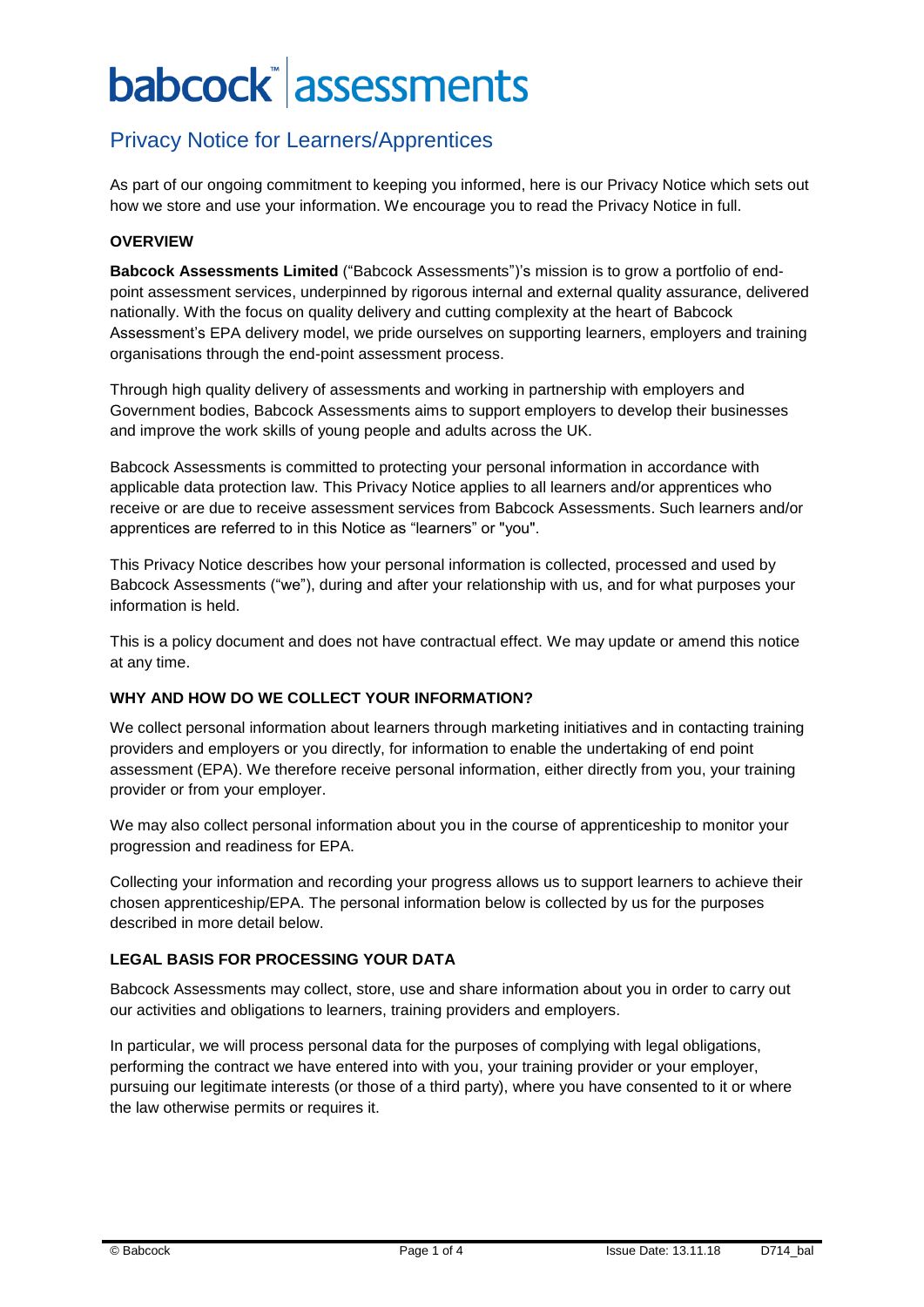# babcock assessments

## Privacy Notice for Learners/Apprentices

As part of our ongoing commitment to keeping you informed, here is our Privacy Notice which sets out how we store and use your information. We encourage you to read the Privacy Notice in full.

### OVERVIEW

**Babcock Assessments Limited** ("Babcock Assessments")'s mission is to grow a portfolio of end-point assessment services, underpinned by rigorous internal and external quality assurance, delivered nationally. With the focus on quality delivery and cutting complexity at the heart of Babcock Assessment's EPA delivery model, we pride ourselves on supporting learners, employers and training organisations through the end-point assessment process.

Through high quality delivery of assessments and working in partnership with employers and Government bodies, Babcock Assessments aims to support employers to develop their businesses and improve the work skills of young people and adults across the UK.

Babcock Assessments is committed to protecting your personal information in accordance with applicable data protection law. This Privacy Notice applies to all learners and/or apprentices who receive or are due to receive assessment services from Babcock Assessments. Such learners and/or apprentices are referred to in this Notice as "learners" or "you".

This Privacy Notice describes how your personal information is collected, processed and used by Babcock Assessments ("we"), during and after your relationship with us, and for what purposes your information is held.

This is a policy document and does not have contractual effect. We may update or amend this notice at any time.

### WHY AND HOW DO WE COLLECT YOUR INFORMATION?

We collect personal information about learners through marketing initiatives and in contacting training providers and employers or you directly, for information to enable the undertaking of end point assessment (EPA). We therefore receive personal information, either directly from you, your training provider or from your employer.

We may also collect personal information about you in the course of apprenticeship to monitor your progression and readiness for EPA.

Collecting your information and recording your progress allows us to support learners to achieve their chosen apprenticeship/EPA. The personal information below is collected by us for the purposes described in more detail below.

### LEGAL BASIS FOR PROCESSING YOUR DATA

Babcock Assessments may collect, store, use and share information about you in order to carry out our activities and obligations to learners, training providers and employers.

In particular, we will process personal data for the purposes of complying with legal obligations, performing the contract we have entered into with you, your training provider or your employer, pursuing our legitimate interests (or those of a third party), where you have consented to it or where the law otherwise permits or requires it.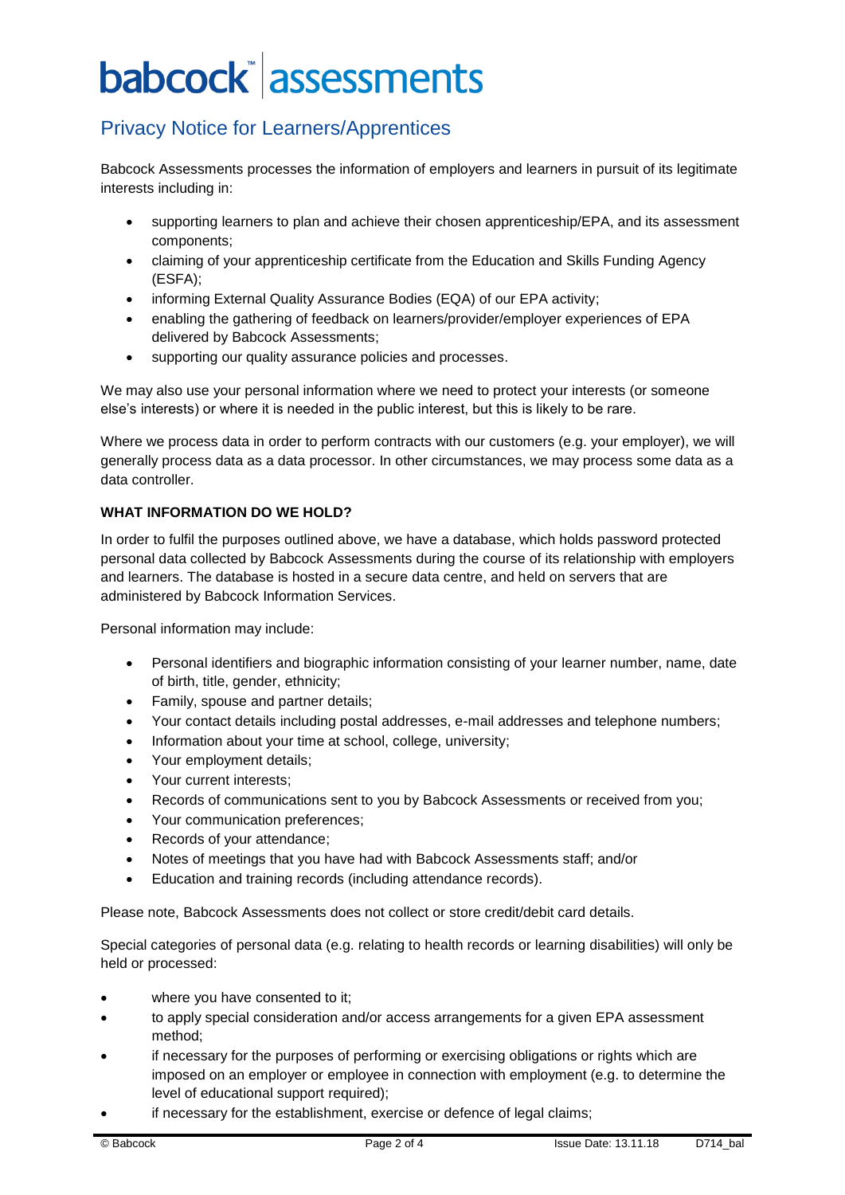# babcock assessments

## Privacy Notice for Learners/Apprentices

Babcock Assessments processes the information of employers and learners in pursuit of its legitimate interests including in:

- supporting learners to plan and achieve their chosen apprenticeship/EPA, and its assessment components;
- claiming of your apprenticeship certificate from the Education and Skills Funding Agency (ESFA);
- informing External Quality Assurance Bodies (EQA) of our EPA activity;
- enabling the gathering of feedback on learners/provider/employer experiences of EPA delivered by Babcock Assessments;
- supporting our quality assurance policies and processes.

We may also use your personal information where we need to protect your interests (or someone else's interests) or where it is needed in the public interest, but this is likely to be rare.

Where we process data in order to perform contracts with our customers (e.g. your employer), we will generally process data as a data processor. In other circumstances, we may process some data as a data controller.

**WHAT INFORMATION DO WE HOLD?**

In order to fulfil the purposes outlined above, we have a database, which holds password protected personal data collected by Babcock Assessments during the course of its relationship with employers and learners. The database is hosted in a secure data centre, and held on servers that are administered by Babcock Information Services.

Personal information may include:

- Personal identifiers and biographic information consisting of your learner number, name, date of birth, title, gender, ethnicity;
- Family, spouse and partner details;
- Your contact details including postal addresses, e-mail addresses and telephone numbers;
- Information about your time at school, college, university;
- Your employment details;
- Your current interests;
- Records of communications sent to you by Babcock Assessments or received from you;
- Your communication preferences;
- Records of your attendance;
- Notes of meetings that you have had with Babcock Assessments staff; and/or
- Education and training records (including attendance records).

Please note, Babcock Assessments does not collect or store credit/debit card details.

Special categories of personal data (e.g. relating to health records or learning disabilities) will only be held or processed:

- where you have consented to it;
- to apply special consideration and/or access arrangements for a given EPA assessment method;
- if necessary for the purposes of performing or exercising obligations or rights which are imposed on an employer or employee in connection with employment (e.g. to determine the level of educational support required);
- if necessary for the establishment, exercise or defence of legal claims;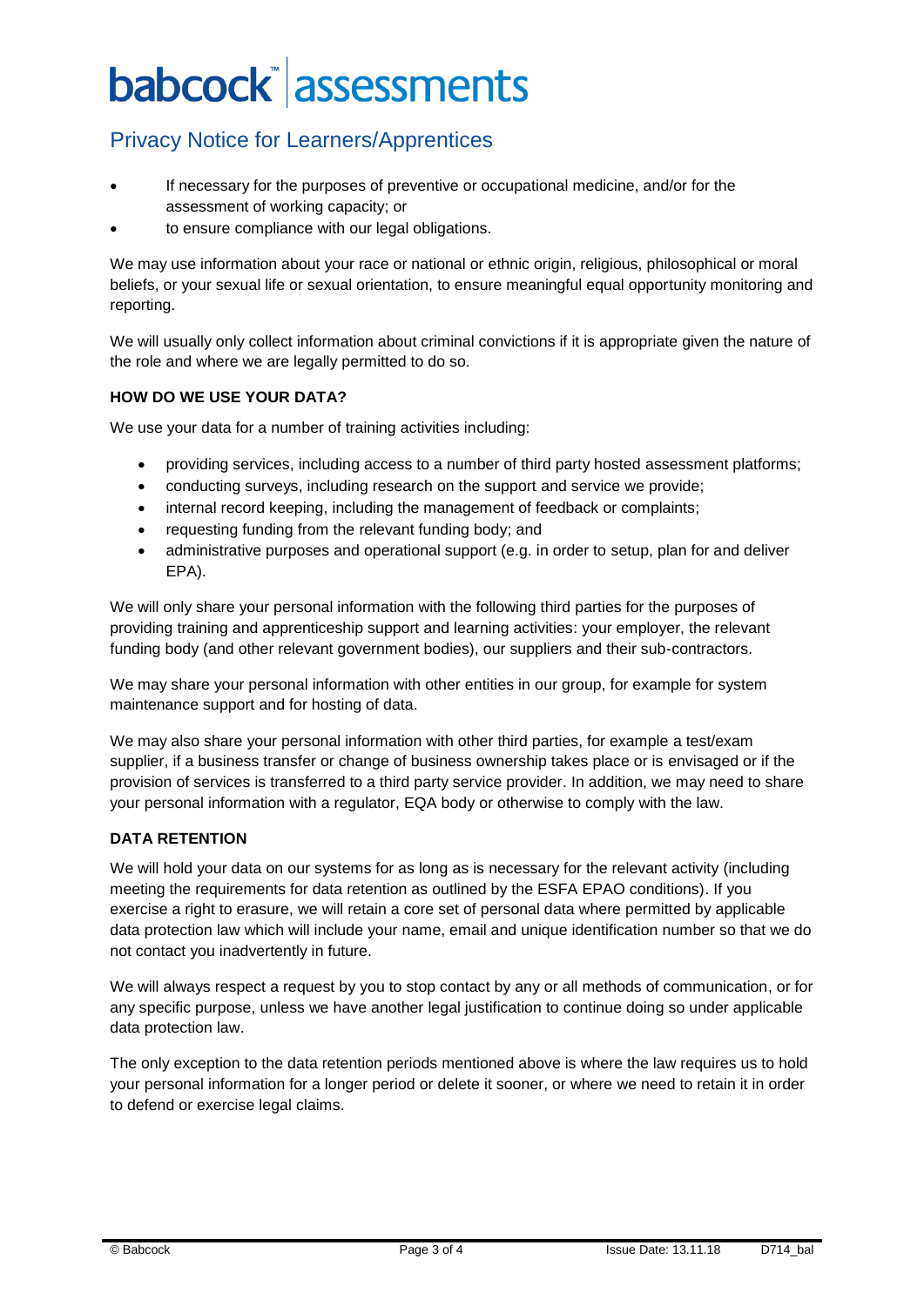- If necessary for the purposes of preventive or occupational medicine, and/or for the assessment of working capacity; or
- to ensure compliance with our legal obligations.

We may use information about your race or national or ethnic origin, religious, philosophical or moral beliefs, or your sexual life or sexual orientation, to ensure meaningful equal opportunity monitoring and reporting.

We will usually only collect information about criminal convictions if it is appropriate given the nature of the role and where we are legally permitted to do so.

**HOW DO WE USE YOUR DATA?**

We use your data for a number of training activities including:

- providing services, including access to a number of third party hosted assessment platforms;
- conducting surveys, including research on the support and service we provide;
- internal record keeping, including the management of feedback or complaints;
- requesting funding from the relevant funding body; and
- administrative purposes and operational support (e.g. in order to setup, plan for and deliver EPA).

We will only share your personal information with the following third parties for the purposes of providing training and apprenticeship support and learning activities: your employer, the relevant funding body (and other relevant government bodies), our suppliers and their sub-contractors.

We may share your personal information with other entities in our group, for example for system maintenance support and for hosting of data.

We may also share your personal information with other third parties, for example a test/exam supplier, if a business transfer or change of business ownership takes place or is envisaged or if the provision of services is transferred to a third party service provider. In addition, we may need to share your personal information with a regulator, EQA body or otherwise to comply with the law.

**DATA RETENTION**

We will hold your data on our systems for as long as is necessary for the relevant activity (including meeting the requirements for data retention as outlined by the ESFA EPAO conditions). If you exercise a right to erasure, we will retain a core set of personal data where permitted by applicable data protection law which will include your name, email and unique identification number so that we do not contact you inadvertently in future.

We will always respect a request by you to stop contact by any or all methods of communication, or for any specific purpose, unless we have another legal justification to continue doing so under applicable data protection law.

The only exception to the data retention periods mentioned above is where the law requires us to hold your personal information for a longer period or delete it sooner, or where we need to retain it in order to defend or exercise legal claims.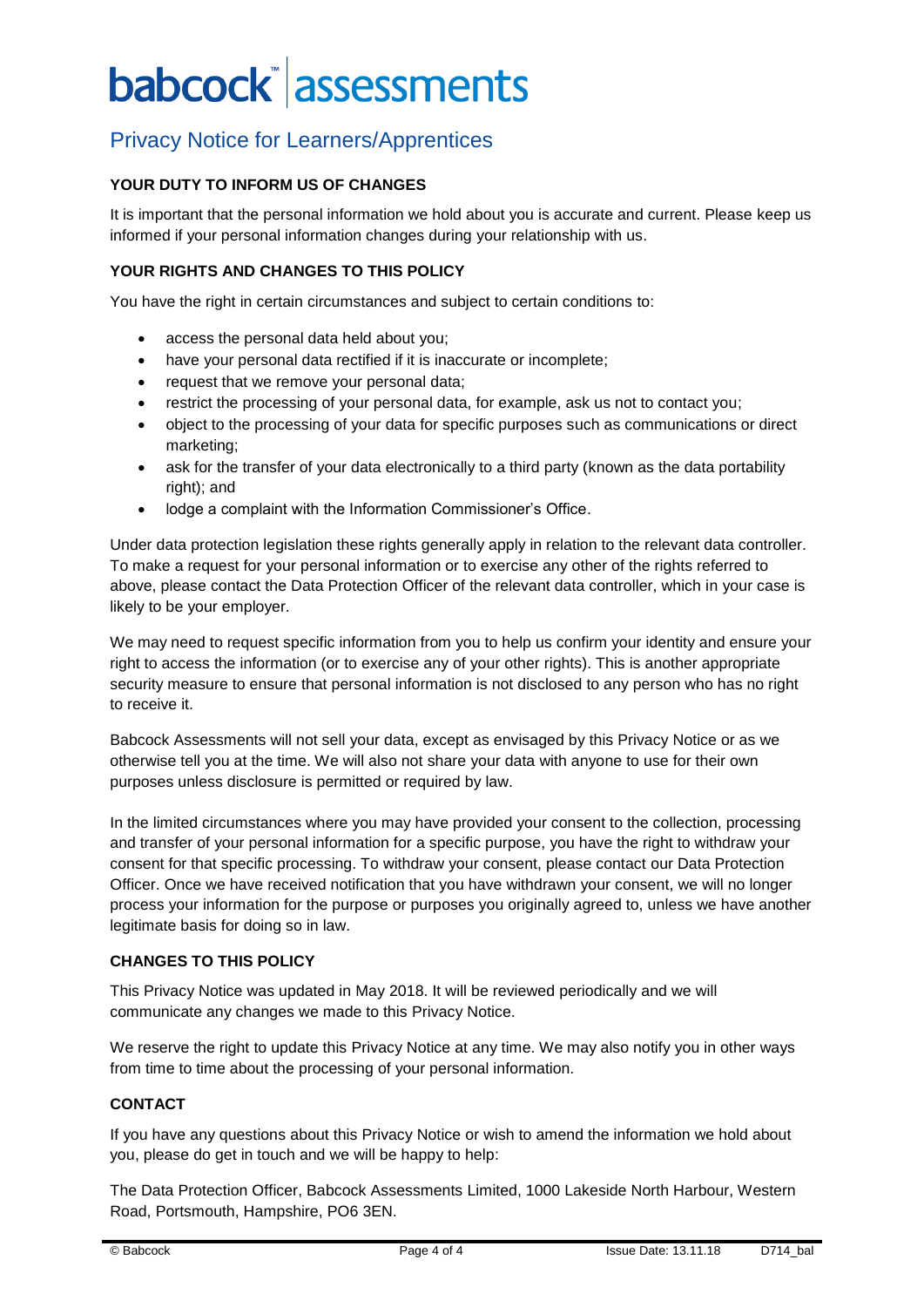# babcock assessments

## Privacy Notice for Learners/Apprentices

### YOUR DUTY TO INFORM US OF CHANGES

It is important that the personal information we hold about you is accurate and current. Please keep us informed if your personal information changes during your relationship with us.

### YOUR RIGHTS AND CHANGES TO THIS POLICY

You have the right in certain circumstances and subject to certain conditions to:

- access the personal data held about you;
- have your personal data rectified if it is inaccurate or incomplete;
- request that we remove your personal data;
- restrict the processing of your personal data, for example, ask us not to contact you;
- object to the processing of your data for specific purposes such as communications or direct marketing;
- ask for the transfer of your data electronically to a third party (known as the data portability right); and
- lodge a complaint with the Information Commissioner's Office.

Under data protection legislation these rights generally apply in relation to the relevant data controller. To make a request for your personal information or to exercise any other of the rights referred to above, please contact the Data Protection Officer of the relevant data controller, which in your case is likely to be your employer.

We may need to request specific information from you to help us confirm your identity and ensure your right to access the information (or to exercise any of your other rights). This is another appropriate security measure to ensure that personal information is not disclosed to any person who has no right to receive it.

Babcock Assessments will not sell your data, except as envisaged by this Privacy Notice or as we otherwise tell you at the time. We will also not share your data with anyone to use for their own purposes unless disclosure is permitted or required by law.

In the limited circumstances where you may have provided your consent to the collection, processing and transfer of your personal information for a specific purpose, you have the right to withdraw your consent for that specific processing. To withdraw your consent, please contact our Data Protection Officer. Once we have received notification that you have withdrawn your consent, we will no longer process your information for the purpose or purposes you originally agreed to, unless we have another legitimate basis for doing so in law.

### CHANGES TO THIS POLICY

This Privacy Notice was updated in May 2018. It will be reviewed periodically and we will communicate any changes we made to this Privacy Notice.

We reserve the right to update this Privacy Notice at any time. We may also notify you in other ways from time to time about the processing of your personal information.

### CONTACT

If you have any questions about this Privacy Notice or wish to amend the information we hold about you, please do get in touch and we will be happy to help:

The Data Protection Officer, Babcock Assessments Limited, 1000 Lakeside North Harbour, Western Road, Portsmouth, Hampshire, PO6 3EN.